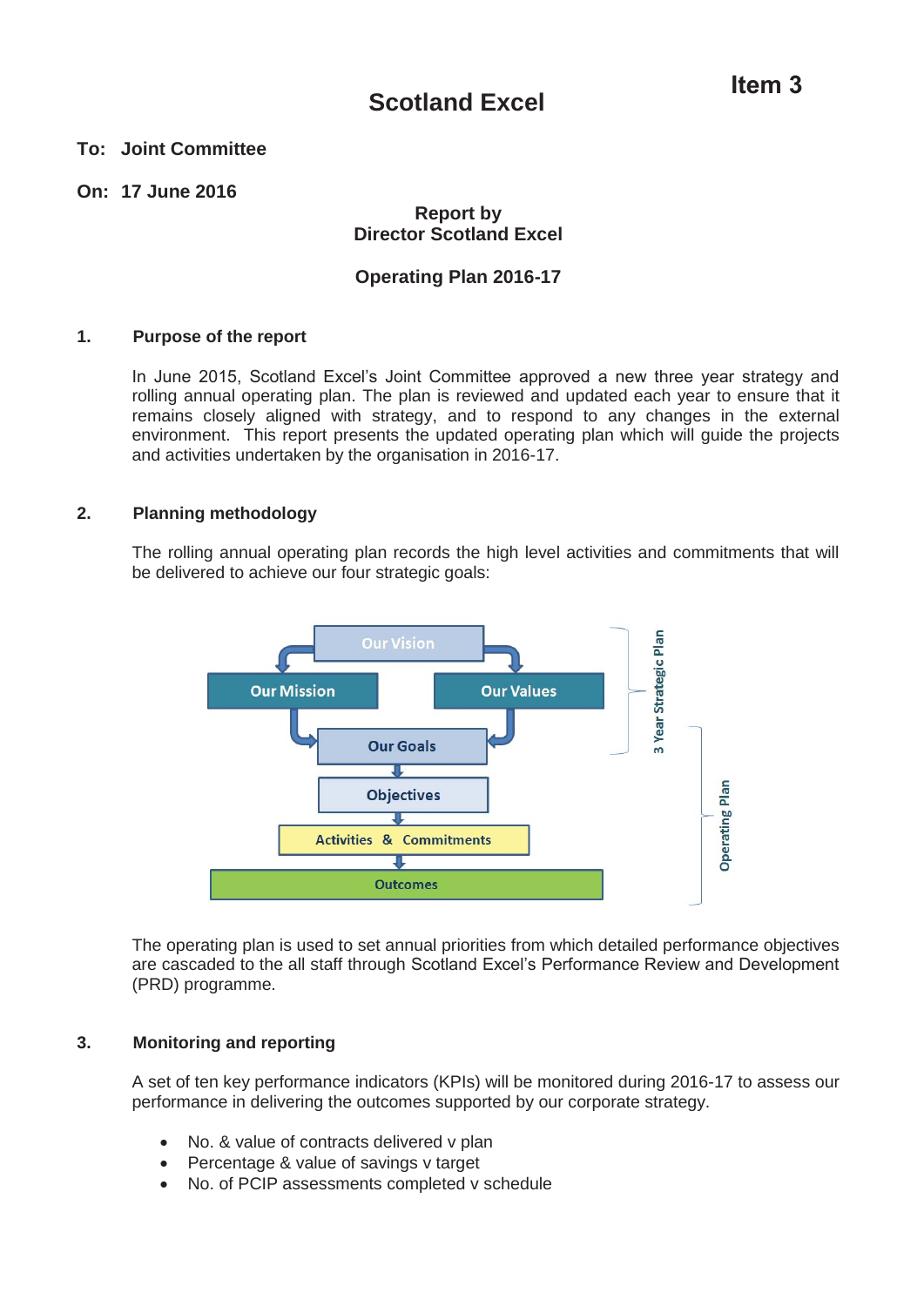**Item 3**

# Scotland Excel

**To: Joint Committee**

**On: 17 June 2016**

**Report by**
**Director Scotland Excel**

**Operating Plan 2016-17**

## 1. Purpose of the report

In June 2015, Scotland Excel's Joint Committee approved a new three year strategy and rolling annual operating plan. The plan is reviewed and updated each year to ensure that it remains closely aligned with strategy, and to respond to any changes in the external environment. This report presents the updated operating plan which will guide the projects and activities undertaken by the organisation in 2016-17.

## 2. Planning methodology

The rolling annual operating plan records the high level activities and commitments that will be delivered to achieve our four strategic goals:

Our Vision → Our Mission / Our Values → Our Goals → Objectives → Activities & Commitments → Outcomes

3 Year Strategic Plan: Our Vision, Our Mission, Our Values, Our Goals

Operating Plan: Our Goals, Objectives, Activities & Commitments, Outcomes

The operating plan is used to set annual priorities from which detailed performance objectives are cascaded to the all staff through Scotland Excel's Performance Review and Development (PRD) programme.

## 3. Monitoring and reporting

A set of ten key performance indicators (KPIs) will be monitored during 2016-17 to assess our performance in delivering the outcomes supported by our corporate strategy.

- No. & value of contracts delivered v plan
- Percentage & value of savings v target
- No. of PCIP assessments completed v schedule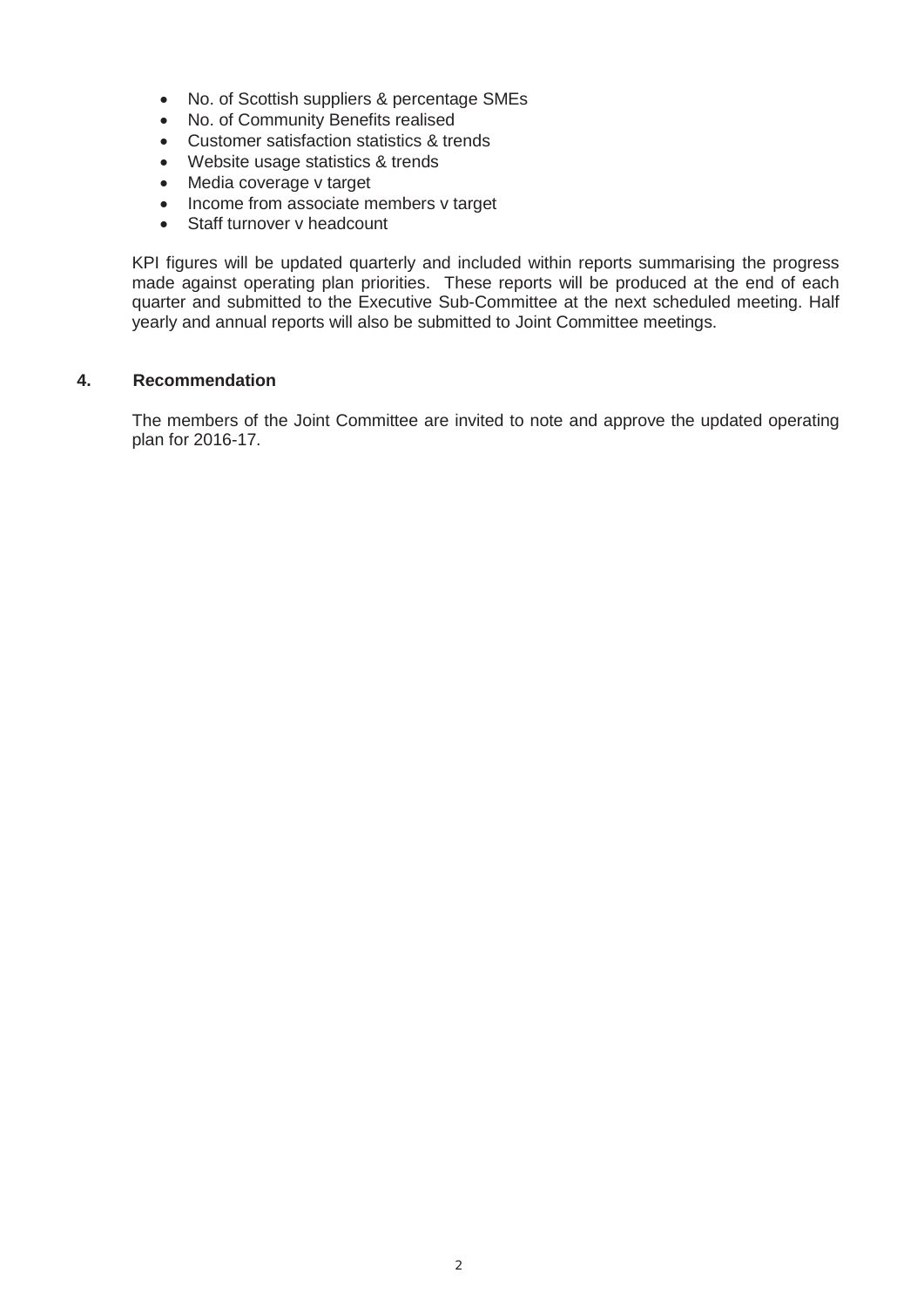- No. of Scottish suppliers & percentage SMEs
- No. of Community Benefits realised
- Customer satisfaction statistics & trends
- Website usage statistics & trends
- Media coverage v target
- Income from associate members v target
- Staff turnover v headcount

KPI figures will be updated quarterly and included within reports summarising the progress made against operating plan priorities. These reports will be produced at the end of each quarter and submitted to the Executive Sub-Committee at the next scheduled meeting. Half yearly and annual reports will also be submitted to Joint Committee meetings.

## 4. Recommendation

The members of the Joint Committee are invited to note and approve the updated operating plan for 2016-17.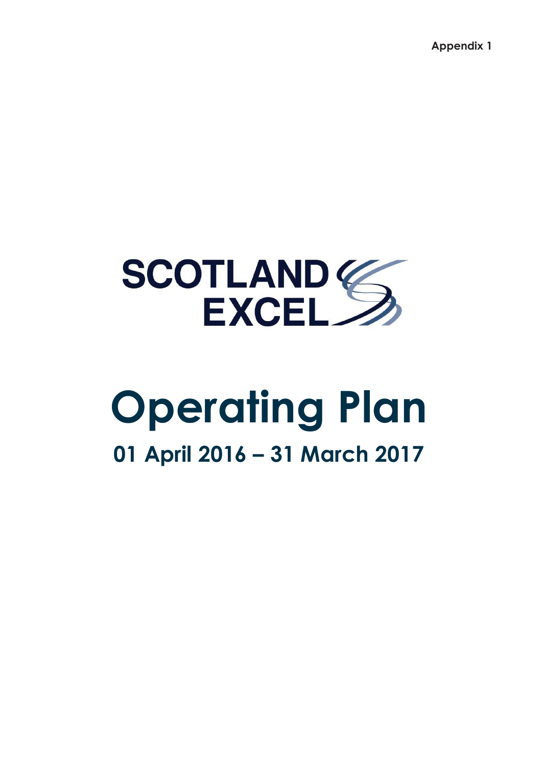Appendix 1

SCOTLAND EXCEL

# Operating Plan

## 01 April 2016 – 31 March 2017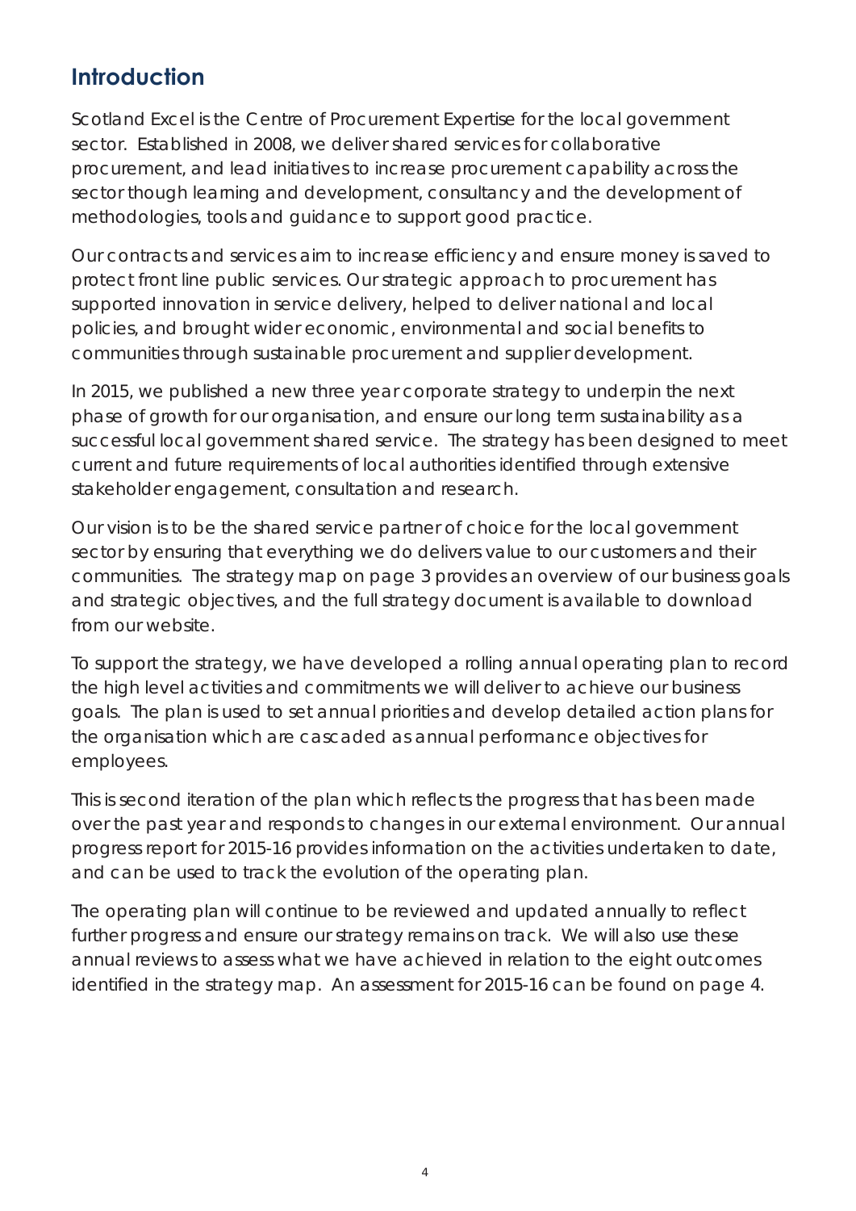## Introduction

Scotland Excel is the Centre of Procurement Expertise for the local government sector. Established in 2008, we deliver shared services for collaborative procurement, and lead initiatives to increase procurement capability across the sector though learning and development, consultancy and the development of methodologies, tools and guidance to support good practice.

Our contracts and services aim to increase efficiency and ensure money is saved to protect front line public services. Our strategic approach to procurement has supported innovation in service delivery, helped to deliver national and local policies, and brought wider economic, environmental and social benefits to communities through sustainable procurement and supplier development.

In 2015, we published a new three year corporate strategy to underpin the next phase of growth for our organisation, and ensure our long term sustainability as a successful local government shared service. The strategy has been designed to meet current and future requirements of local authorities identified through extensive stakeholder engagement, consultation and research.

Our vision is to be the shared service partner of choice for the local government sector by ensuring that everything we do delivers value to our customers and their communities. The strategy map on page 3 provides an overview of our business goals and strategic objectives, and the full strategy document is available to download from our website.

To support the strategy, we have developed a rolling annual operating plan to record the high level activities and commitments we will deliver to achieve our business goals. The plan is used to set annual priorities and develop detailed action plans for the organisation which are cascaded as annual performance objectives for employees.

This is second iteration of the plan which reflects the progress that has been made over the past year and responds to changes in our external environment. Our annual progress report for 2015-16 provides information on the activities undertaken to date, and can be used to track the evolution of the operating plan.

The operating plan will continue to be reviewed and updated annually to reflect further progress and ensure our strategy remains on track. We will also use these annual reviews to assess what we have achieved in relation to the eight outcomes identified in the strategy map. An assessment for 2015-16 can be found on page 4.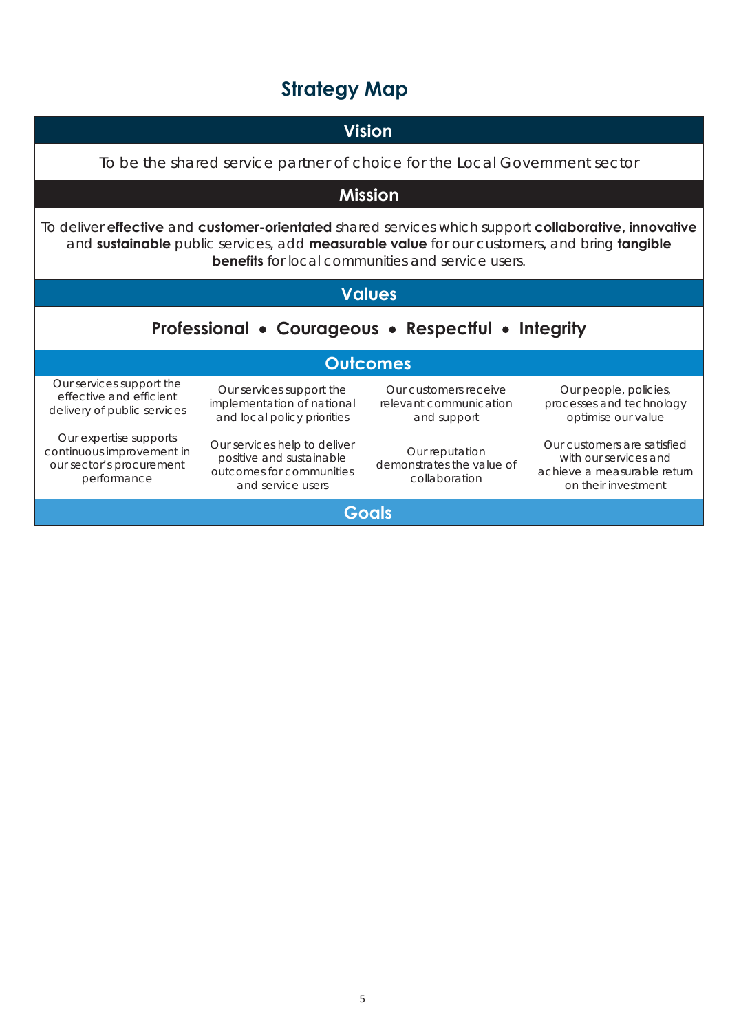# Strategy Map

## Vision

To be the shared service partner of choice for the Local Government sector

## Mission

To deliver **effective** and **customer-orientated** shared services which support **collaborative**, **innovative** and **sustainable** public services, add **measurable value** for our customers, and bring **tangible benefits** for local communities and service users.

## Values

**Professional • Courageous • Respectful • Integrity**

## Outcomes

| | | | |
|---|---|---|---|
| Our services support the effective and efficient delivery of public services | Our services support the implementation of national and local policy priorities | Our customers receive relevant communication and support | Our people, policies, processes and technology optimise our value |
| Our expertise supports continuous improvement in our sector's procurement performance | Our services help to deliver positive and sustainable outcomes for communities and service users | Our reputation demonstrates the value of collaboration | Our customers are satisfied with our services and achieve a measurable return on their investment |

## Goals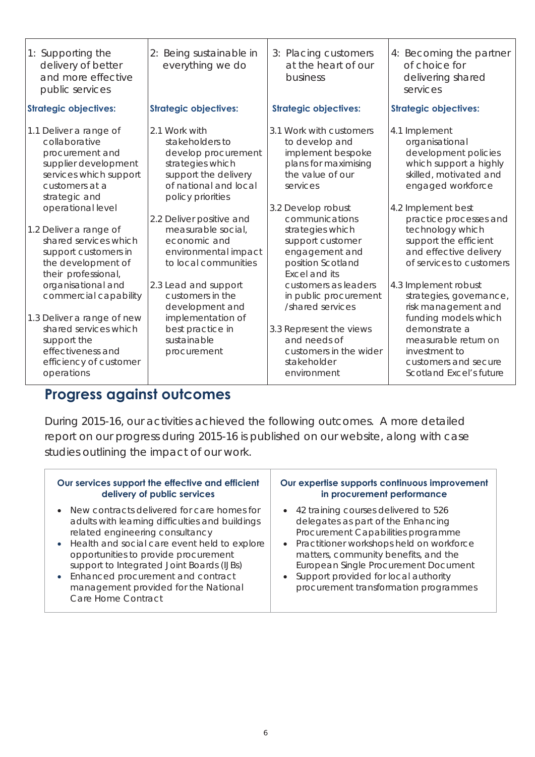| 1: Supporting the delivery of better and more effective public services | 2: Being sustainable in everything we do | 3: Placing customers at the heart of our business | 4: Becoming the partner of choice for delivering shared services |
|---|---|---|---|
| **Strategic objectives:** | **Strategic objectives:** | **Strategic objectives:** | **Strategic objectives:** |
| 1.1 Deliver a range of collaborative procurement and supplier development services which support customers at a strategic and operational level<br><br>1.2 Deliver a range of shared services which support customers in the development of their professional, organisational and commercial capability<br><br>1.3 Deliver a range of new shared services which support the effectiveness and efficiency of customer operations | 2.1 Work with stakeholders to develop procurement strategies which support the delivery of national and local policy priorities<br><br>2.2 Deliver positive and measurable social, economic and environmental impact to local communities<br><br>2.3 Lead and support customers in the development and implementation of best practice in sustainable procurement | 3.1 Work with customers to develop and implement bespoke plans for maximising the value of our services<br><br>3.2 Develop robust communications strategies which support customer engagement and position Scotland Excel and its customers as leaders in public procurement /shared services<br><br>3.3 Represent the views and needs of customers in the wider stakeholder environment | 4.1 Implement organisational development policies which support a highly skilled, motivated and engaged workforce<br><br>4.2 Implement best practice processes and technology which support the efficient and effective delivery of services to customers<br><br>4.3 Implement robust strategies, governance, risk management and funding models which demonstrate a measurable return on investment to customers and secure Scotland Excel's future |

## Progress against outcomes

During 2015-16, our activities achieved the following outcomes. A more detailed report on our progress during 2015-16 is published on our website, along with case studies outlining the impact of our work.

| Our services support the effective and efficient delivery of public services | Our expertise supports continuous improvement in procurement performance |
|---|---|
| • New contracts delivered for care homes for adults with learning difficulties and buildings related engineering consultancy<br>• Health and social care event held to explore opportunities to provide procurement support to Integrated Joint Boards (IJBs)<br>• Enhanced procurement and contract management provided for the National Care Home Contract | • 42 training courses delivered to 526 delegates as part of the Enhancing Procurement Capabilities programme<br>• Practitioner workshops held on workforce matters, community benefits, and the European Single Procurement Document<br>• Support provided for local authority procurement transformation programmes |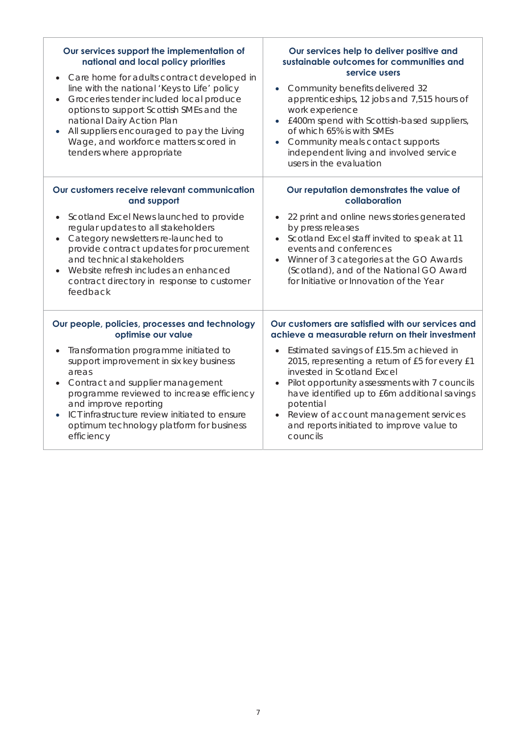#### Our services support the implementation of national and local policy priorities

- Care home for adults contract developed in line with the national 'Keys to Life' policy
- Groceries tender included local produce options to support Scottish SMEs and the national Dairy Action Plan
- All suppliers encouraged to pay the Living Wage, and workforce matters scored in tenders where appropriate

#### Our services help to deliver positive and sustainable outcomes for communities and service users

- Community benefits delivered 32 apprenticeships, 12 jobs and 7,515 hours of work experience
- £400m spend with Scottish-based suppliers, of which 65% is with SMEs
- Community meals contact supports independent living and involved service users in the evaluation

#### Our customers receive relevant communication and support

- Scotland Excel News launched to provide regular updates to all stakeholders
- Category newsletters re-launched to provide contract updates for procurement and technical stakeholders
- Website refresh includes an enhanced contract directory in response to customer feedback

#### Our reputation demonstrates the value of collaboration

- 22 print and online news stories generated by press releases
- Scotland Excel staff invited to speak at 11 events and conferences
- Winner of 3 categories at the GO Awards (Scotland), and of the National GO Award for Initiative or Innovation of the Year

#### Our people, policies, processes and technology optimise our value

- Transformation programme initiated to support improvement in six key business areas
- Contract and supplier management programme reviewed to increase efficiency and improve reporting
- ICT infrastructure review initiated to ensure optimum technology platform for business efficiency

#### Our customers are satisfied with our services and achieve a measurable return on their investment

- Estimated savings of £15.5m achieved in 2015, representing a return of £5 for every £1 invested in Scotland Excel
- Pilot opportunity assessments with 7 councils have identified up to £6m additional savings potential
- Review of account management services and reports initiated to improve value to councils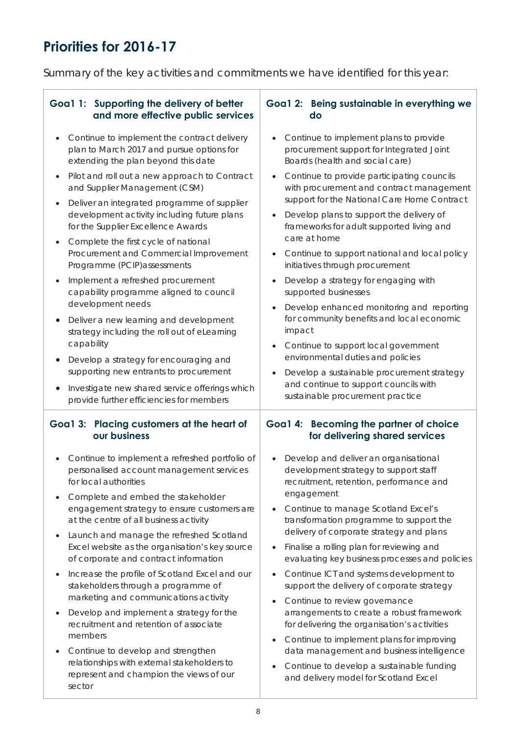## Priorities for 2016-17

Summary of the key activities and commitments we have identified for this year:

### Goal 1: Supporting the delivery of better and more effective public services

- Continue to implement the contract delivery plan to March 2017 and pursue options for extending the plan beyond this date
- Pilot and roll out a new approach to Contract and Supplier Management (CSM)
- Deliver an integrated programme of supplier development activity including future plans for the Supplier Excellence Awards
- Complete the first cycle of national Procurement and Commercial Improvement Programme (PCIP)assessments
- Implement a refreshed procurement capability programme aligned to council development needs
- Deliver a new learning and development strategy including the roll out of eLearning capability
- Develop a strategy for encouraging and supporting new entrants to procurement
- Investigate new shared service offerings which provide further efficiencies for members

### Goal 2: Being sustainable in everything we do

- Continue to implement plans to provide procurement support for Integrated Joint Boards (health and social care)
- Continue to provide participating councils with procurement and contract management support for the National Care Home Contract
- Develop plans to support the delivery of frameworks for adult supported living and care at home
- Continue to support national and local policy initiatives through procurement
- Develop a strategy for engaging with supported businesses
- Develop enhanced monitoring and reporting for community benefits and local economic impact
- Continue to support local government environmental duties and policies
- Develop a sustainable procurement strategy and continue to support councils with sustainable procurement practice

### Goal 3: Placing customers at the heart of our business

- Continue to implement a refreshed portfolio of personalised account management services for local authorities
- Complete and embed the stakeholder engagement strategy to ensure customers are at the centre of all business activity
- Launch and manage the refreshed Scotland Excel website as the organisation's key source of corporate and contract information
- Increase the profile of Scotland Excel and our stakeholders through a programme of marketing and communications activity
- Develop and implement a strategy for the recruitment and retention of associate members
- Continue to develop and strengthen relationships with external stakeholders to represent and champion the views of our sector

### Goal 4: Becoming the partner of choice for delivering shared services

- Develop and deliver an organisational development strategy to support staff recruitment, retention, performance and engagement
- Continue to manage Scotland Excel's transformation programme to support the delivery of corporate strategy and plans
- Finalise a rolling plan for reviewing and evaluating key business processes and policies
- Continue ICT and systems development to support the delivery of corporate strategy
- Continue to review governance arrangements to create a robust framework for delivering the organisation's activities
- Continue to implement plans for improving data management and business intelligence
- Continue to develop a sustainable funding and delivery model for Scotland Excel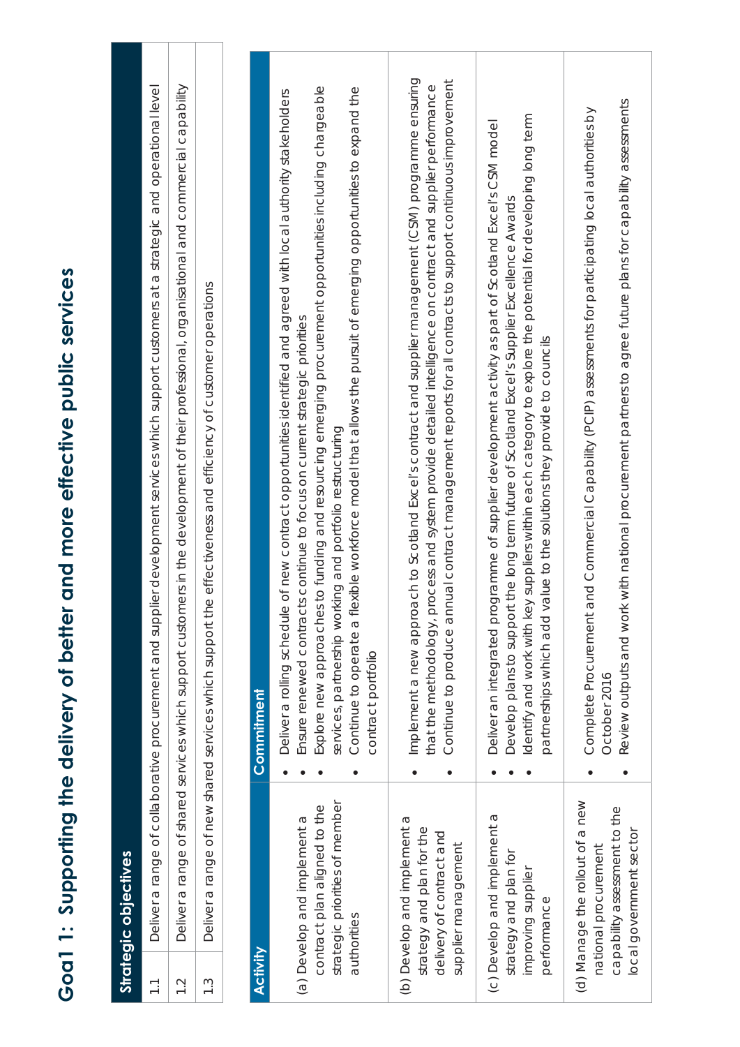# Goal 1: Supporting the delivery of better and more effective public services

| Strategic objectives | |
|---|---|
| 1.1 | Deliver a range of collaborative procurement and supplier development services which support customers at a strategic and operational level |
| 1.2 | Deliver a range of shared services which support customers in the development of their professional, organisational and commercial capability |
| 1.3 | Deliver a range of new shared services which support the effectiveness and efficiency of customer operations |

| Activity | Commitment |
|---|---|
| (a) Develop and implement a contract plan aligned to the strategic priorities of member authorities | • Deliver a rolling schedule of new contract opportunities identified and agreed with local authority stakeholders<br>• Ensure renewed contracts continue to focus on current strategic priorities<br>• Explore new approaches to funding and resourcing emerging procurement opportunities including chargeable services, partnership working and portfolio restructuring<br>• Continue to operate a flexible workforce model that allows the pursuit of emerging opportunities to expand the contract portfolio |
| (b) Develop and implement a strategy and plan for the delivery of contract and supplier management | • Implement a new approach to Scotland Excel's contract and supplier management (CSM) programme ensuring that the methodology, process and system provide detailed intelligence on contract and supplier performance<br>• Continue to produce annual contract management reports for all contracts to support continuous improvement |
| (c) Develop and implement a strategy and plan for improving supplier performance | • Deliver an integrated programme of supplier development activity as part of Scotland Excel's CSM model<br>• Develop plans to support the long term future of Scotland Excel's Supplier Excellence Awards<br>• Identify and work with key suppliers within each category to explore the potential for developing long term partnerships which add value to the solutions they provide to councils |
| (d) Manage the rollout of a new national procurement capability assessment to the local government sector | • Complete Procurement and Commercial Capability (PCIP) assessments for participating local authorities by October 2016<br>• Review outputs and work with national procurement partners to agree future plans for capability assessments |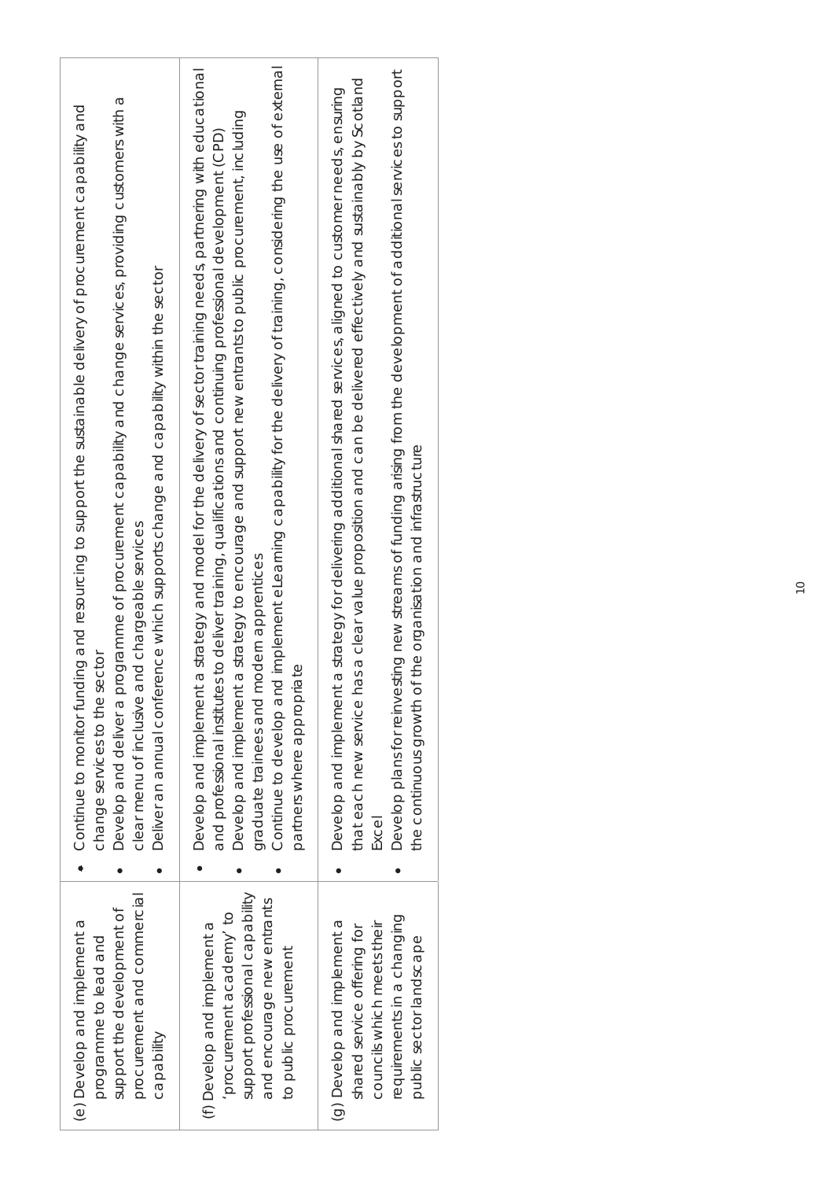| | |
|---|---|
| (e) Develop and implement a programme to lead and support the development of procurement and commercial capability | • Continue to monitor funding and resourcing to support the sustainable delivery of procurement capability and change services to the sector<br>• Develop and deliver a programme of procurement capability and change services, providing customers with a clear menu of inclusive and chargeable services<br>• Deliver an annual conference which supports change and capability within the sector |
| (f) Develop and implement a 'procurement academy' to support professional capability and encourage new entrants to public procurement | • Develop and implement a strategy and model for the delivery of sector training needs, partnering with educational and professional institutes to deliver training, qualifications and continuing professional development (CPD)<br>• Develop and implement a strategy to encourage and support new entrants to public procurement, including graduate trainees and modern apprentices<br>• Continue to develop and implement eLearning capability for the delivery of training, considering the use of external partners where appropriate |
| (g) Develop and implement a shared service offering for councils which meets their requirements in a changing public sector landscape | • Develop and implement a strategy for delivering additional shared services, aligned to customer needs, ensuring that each new service has a clear value proposition and can be delivered effectively and sustainably by Scotland Excel<br>• Develop plans for reinvesting new streams of funding arising from the development of additional services to support the continuous growth of the organisation and infrastructure |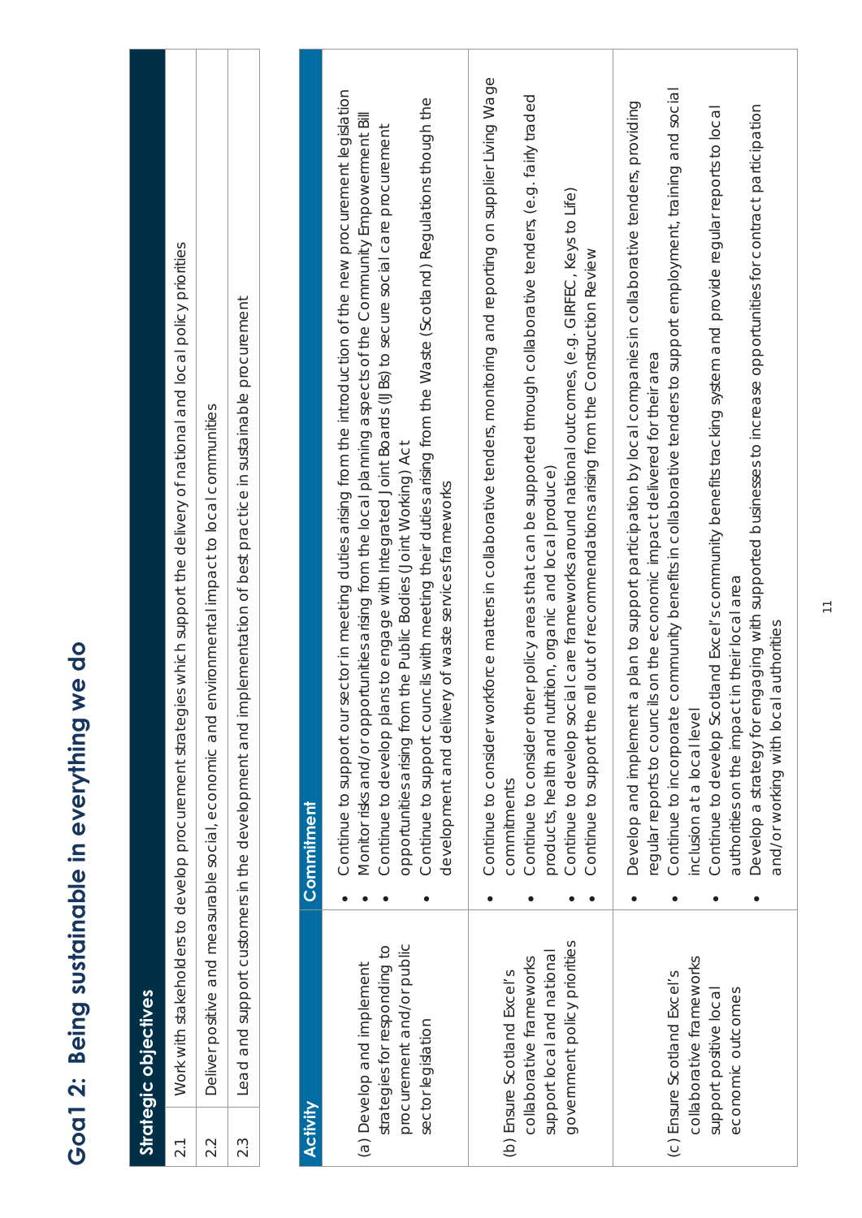# Goal 2: Being sustainable in everything we do

| Strategic objectives | |
|---|---|
| 2.1 | Work with stakeholders to develop procurement strategies which support the delivery of national and local policy priorities |
| 2.2 | Deliver positive and measurable social, economic and environmental impact to local communities |
| 2.3 | Lead and support customers in the development and implementation of best practice in sustainable procurement |

| Activity | Commitment |
|---|---|
| (a) Develop and implement strategies for responding to procurement and/or public sector legislation | • Continue to support our sector in meeting duties arising from the introduction of the new procurement legislation<br>• Monitor risks and/or opportunities arising from the local planning aspects of the Community Empowerment Bill<br>• Continue to develop plans to engage with Integrated Joint Boards (IJBs) to secure social care procurement opportunities arising from the Public Bodies (Joint Working) Act<br>• Continue to support councils with meeting their duties arising from the Waste (Scotland) Regulations though the development and delivery of waste services frameworks |
| (b) Ensure Scotland Excel's collaborative frameworks support local and national government policy priorities | • Continue to consider workforce matters in collaborative tenders, monitoring and reporting on supplier Living Wage commitments<br>• Continue to consider other policy areas that can be supported through collaborative tenders, (e.g. fairly traded products, health and nutrition, organic and local produce)<br>• Continue to develop social care frameworks around national outcomes, (e.g. GIRFEC, Keys to Life)<br>• Continue to support the roll out of recommendations arising from the Construction Review |
| (c) Ensure Scotland Excel's collaborative frameworks support positive local economic outcomes | • Develop and implement a plan to support participation by local companies in collaborative tenders, providing regular reports to councils on the economic impact delivered for their area<br>• Continue to incorporate community benefits in collaborative tenders to support employment, training and social inclusion at a local level<br>• Continue to develop Scotland Excel's community benefits tracking system and provide regular reports to local authorities on the impact in their local area<br>• Develop a strategy for engaging with supported businesses to increase opportunities for contract participation and/or working with local authorities |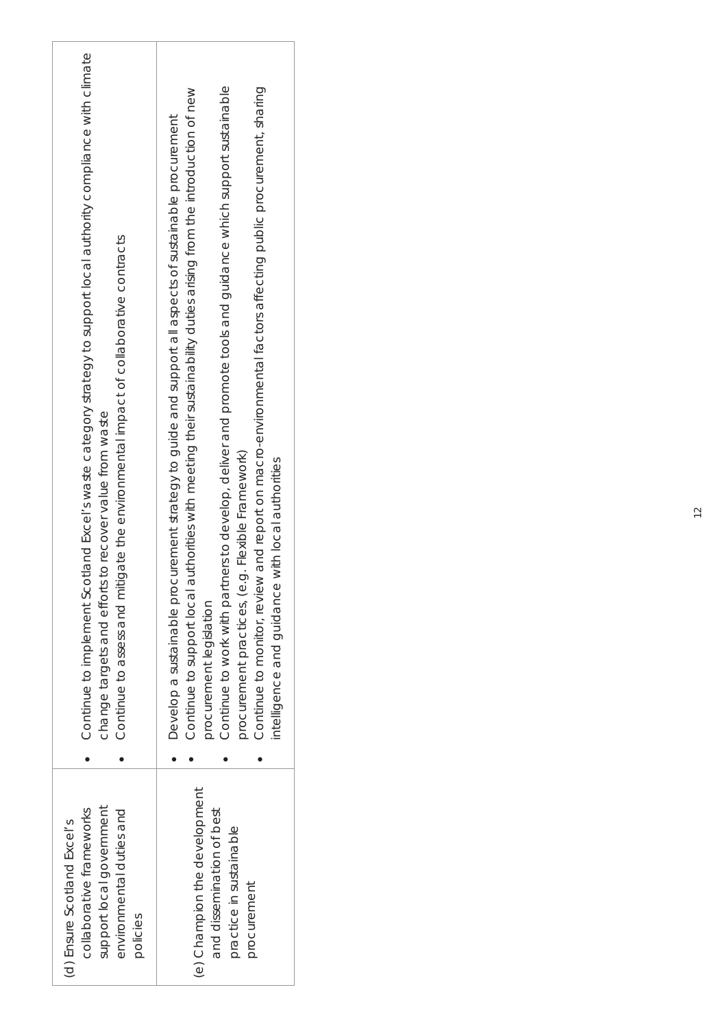| | |
|---|---|
| (d) Ensure Scotland Excel's collaborative frameworks support local government environmental duties and policies | • Continue to implement Scotland Excel's waste category strategy to support local authority compliance with climate change targets and efforts to recover value from waste<br>• Continue to assess and mitigate the environmental impact of collaborative contracts |
| (e) Champion the development and dissemination of best practice in sustainable procurement | • Develop a sustainable procurement strategy to guide and support all aspects of sustainable procurement<br>• Continue to support local authorities with meeting their sustainability duties arising from the introduction of new procurement legislation<br>• Continue to work with partners to develop, deliver and promote tools and guidance which support sustainable procurement practices, (e.g. Flexible Framework)<br>• Continue to monitor, review and report on macro-environmental factors affecting public procurement, sharing intelligence and guidance with local authorities |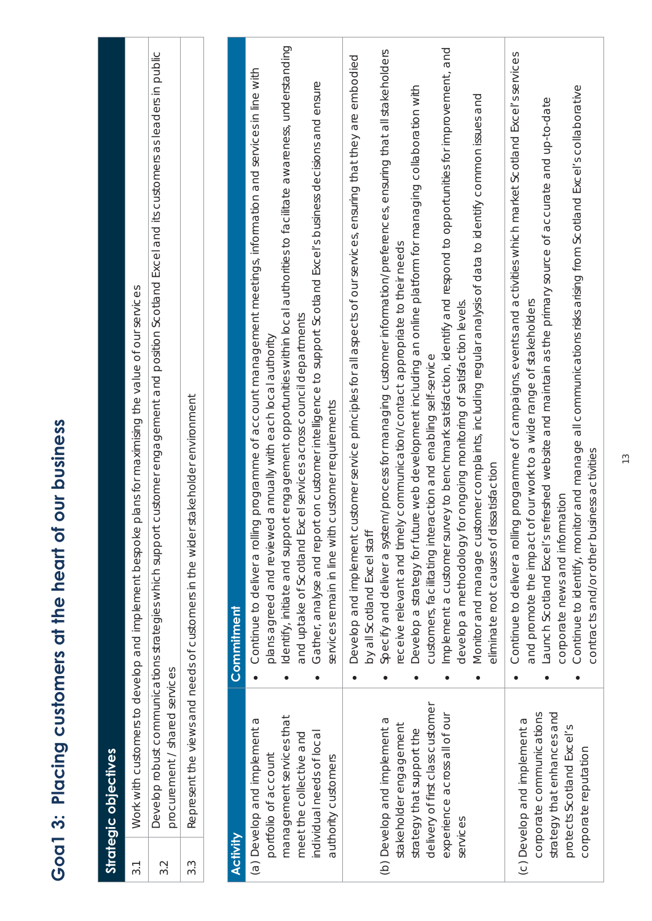# Goal 3: Placing customers at the heart of our business

| Strategic objectives | |
|---|---|
| 3.1 | Work with customers to develop and implement bespoke plans for maximising the value of our services |
| 3.2 | Develop robust communications strategies which support customer engagement and position Scotland Excel and its customers as leaders in public procurement / shared services |
| 3.3 | Represent the views and needs of customers in the wider stakeholder environment |

| Activity | Commitment |
|---|---|
| (a) Develop and implement a portfolio of account management services that meet the collective and individual needs of local authority customers | • Continue to deliver a rolling programme of account management meetings, information and services in line with plans agreed and reviewed annually with each local authority<br>• Identify, initiate and support engagement opportunities within local authorities to facilitate awareness, understanding and uptake of Scotland Excel services across council departments<br>• Gather, analyse and report on customer intelligence to support Scotland Excel's business decisions and ensure services remain in line with customer requirements |
| (b) Develop and implement a stakeholder engagement strategy that support the delivery of first class customer experience across all of our services | • Develop and implement customer service principles for all aspects of our services, ensuring that they are embodied by all Scotland Excel staff<br>• Specify and deliver a system/process for managing customer information/preferences, ensuring that all stakeholders receive relevant and timely communication/contact appropriate to their needs<br>• Develop a strategy for future web development including an online platform for managing collaboration with customers, facilitating interaction and enabling self-service<br>• Implement a customer survey to benchmark satisfaction, identify and respond to opportunities for improvement, and develop a methodology for ongoing monitoring of satisfaction levels.<br>• Monitor and manage customer complaints, including regular analysis of data to identify common issues and eliminate root causes of dissatisfaction |
| (c) Develop and implement a corporate communications strategy that enhances and protects Scotland Excel's corporate reputation | • Continue to deliver a rolling programme of campaigns, events and activities which market Scotland Excel's services and promote the impact of our work to a wide range of stakeholders<br>• Launch Scotland Excel's refreshed website and maintain as the primary source of accurate and up-to-date corporate news and information<br>• Continue to identify, monitor and manage all communications risks arising from Scotland Excel's collaborative contracts and/or other business activities |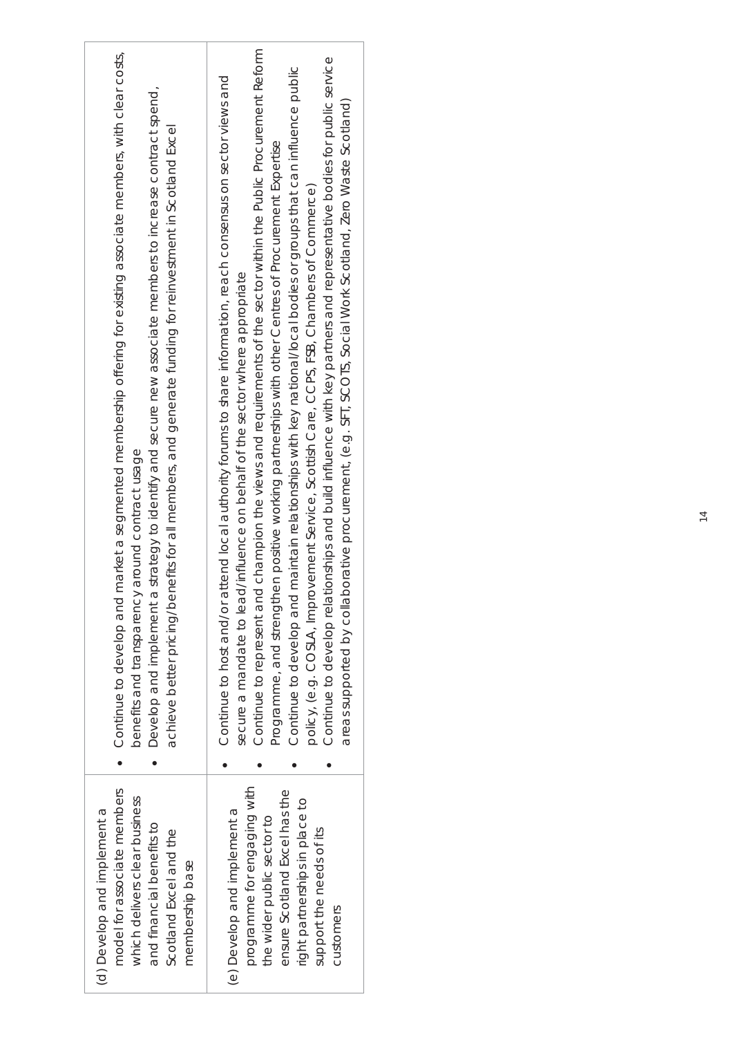| | |
|---|---|
| (d) Develop and implement a model for associate members which delivers clear business and financial benefits to Scotland Excel and the membership base | • Continue to develop and market a segmented membership offering for existing associate members, with clear costs, benefits and transparency around contract usage<br>• Develop and implement a strategy to identify and secure new associate members to increase contract spend, achieve better pricing/benefits for all members, and generate funding for reinvestment in Scotland Excel |
| (e) Develop and implement a programme for engaging with the wider public sector to ensure Scotland Excel has the right partnerships in place to support the needs of its customers | • Continue to host and/or attend local authority forums to share information, reach consensus on sector views and secure a mandate to lead/influence on behalf of the sector where appropriate<br>• Continue to represent and champion the views and requirements of the sector within the Public Procurement Reform Programme, and strengthen positive working partnerships with other Centres of Procurement Expertise<br>• Continue to develop and maintain relationships with key national/local bodies or groups that can influence public policy, (e.g. COSLA, Improvement Service, Scottish Care, CCPS, FSB, Chambers of Commerce)<br>• Continue to develop relationships and build influence with key partners and representative bodies for public service areas supported by collaborative procurement, (e.g. SFT, SCOTS, Social Work Scotland, Zero Waste Scotland) |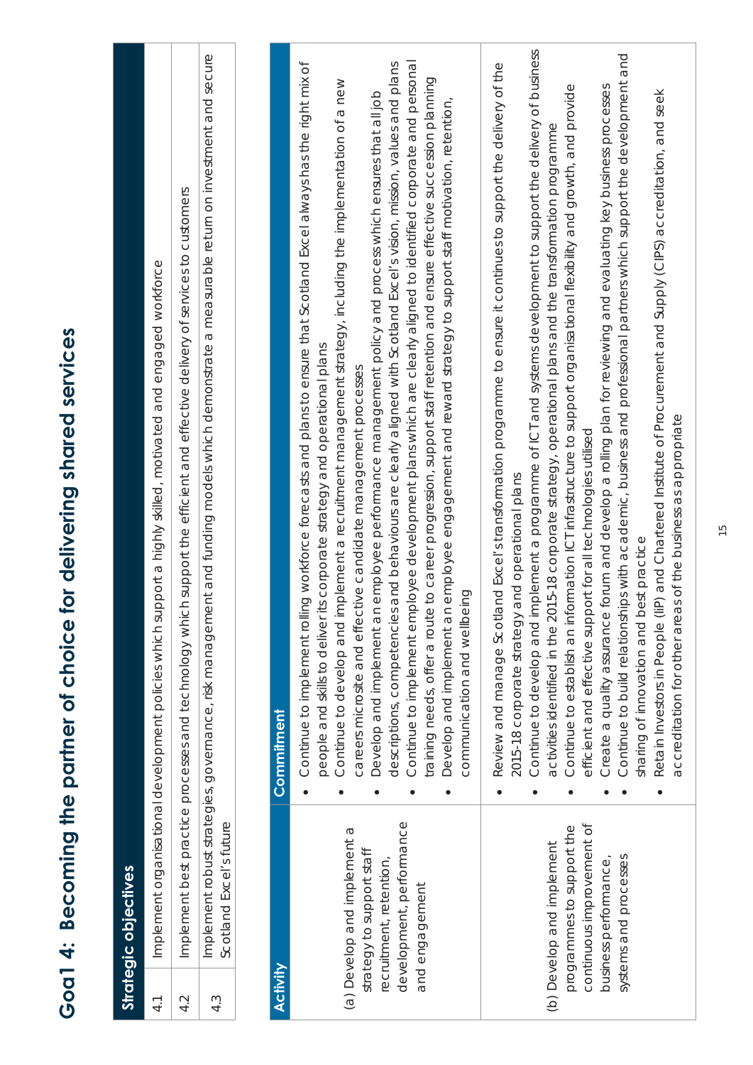# Goal 4: Becoming the partner of choice for delivering shared services

| Strategic objectives | |
|---|---|
| 4.1 | Implement organisational development policies which support a highly skilled, motivated and engaged workforce |
| 4.2 | Implement best practice processes and technology which support the efficient and effective delivery of services to customers |
| 4.3 | Implement robust strategies, governance, risk management and funding models which demonstrate a measurable return on investment and secure Scotland Excel's future |

| Activity | Commitment |
|---|---|
| (a) Develop and implement a strategy to support staff recruitment, retention, development, performance and engagement | • Continue to implement rolling workforce forecasts and plans to ensure that Scotland Excel always has the right mix of people and skills to deliver its corporate strategy and operational plans<br>• Continue to develop and implement a recruitment management strategy, including the implementation of a new careers microsite and effective candidate management processes<br>• Develop and implement an employee performance management policy and process which ensures that all job descriptions, competencies and behaviours are clearly aligned with Scotland Excel's vision, mission, values and plans<br>• Continue to implement employee development plans which are clearly aligned to identified corporate and personal training needs, offer a route to career progression, support staff retention and ensure effective succession planning<br>• Develop and implement an employee engagement and reward strategy to support staff motivation, retention, communication and wellbeing |
| (b) Develop and implement programmes to support the continuous improvement of business performance, systems and processes | • Review and manage Scotland Excel's transformation programme to ensure it continues to support the delivery of the 2015-18 corporate strategy and operational plans<br>• Continue to develop and implement a programme of ICT and systems development to support the delivery of business activities identified in the 2015-18 corporate strategy, operational plans and the transformation programme<br>• Continue to establish an information ICT infrastructure to support organisational flexibility and growth, and provide efficient and effective support for all technologies utilised<br>• Create a quality assurance forum and develop a rolling plan for reviewing and evaluating key business processes<br>• Continue to build relationships with academic, business and professional partners which support the development and sharing of innovation and best practice<br>• Retain Investors in People (IiP) and Chartered Institute of Procurement and Supply (CIPS) accreditation, and seek accreditation for other areas of the business as appropriate |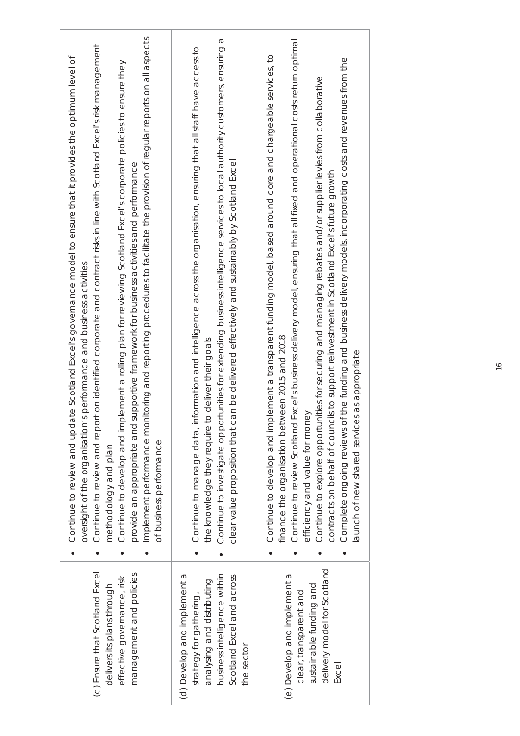| | |
|---|---|
| (c) Ensure that Scotland Excel delivers its plans through effective governance, risk management and policies | • Continue to review and update Scotland Excel's governance model to ensure that it provides the optimum level of oversight of the organisation's performance and business activities<br>• Continue to review and report on identified corporate and contract risks in line with Scotland Excel's risk management methodology and plan<br>• Continue to develop and implement a rolling plan for reviewing Scotland Excel's corporate policies to ensure they provide an appropriate and supportive framework for business activities and performance<br>• Implement performance monitoring and reporting procedures to facilitate the provision of regular reports on all aspects of business performance |
| (d) Develop and implement a strategy for gathering, analysing and distributing business intelligence within Scotland Excel and across the sector | • Continue to manage data, information and intelligence across the organisation, ensuring that all staff have access to the knowledge they require to deliver their goals<br>• Continue to investigate opportunities for extending business intelligence services to local authority customers, ensuring a clear value proposition that can be delivered effectively and sustainably by Scotland Excel |
| (e) Develop and implement a clear, transparent and sustainable funding and delivery model for Scotland Excel | • Continue to develop and implement a transparent funding model, based around core and chargeable services, to finance the organisation between 2015 and 2018<br>• Continue to review Scotland Excel's business delivery model, ensuring that all fixed and operational costs return optimal efficiency and value for money<br>• Continue to explore opportunities for securing and managing rebates and/or supplier levies from collaborative contracts on behalf of councils to support reinvestment in Scotland Excel's future growth<br>• Complete ongoing reviews of the funding and business delivery models, incorporating costs and revenues from the launch of new shared services as appropriate |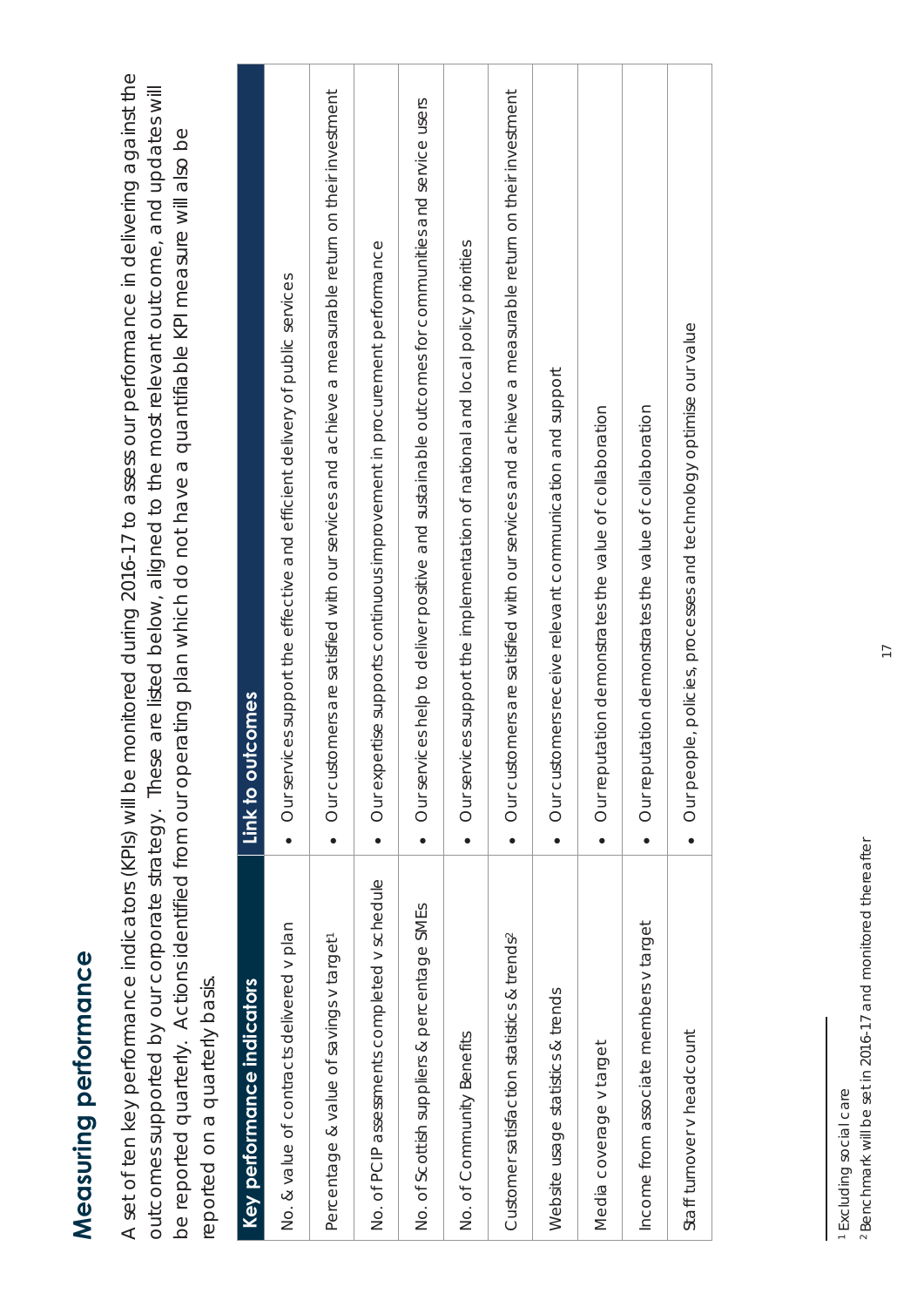# Measuring performance

A set of ten key performance indicators (KPIs) will be monitored during 2016-17 to assess our performance in delivering against the outcomes supported by our corporate strategy. These are listed below, aligned to the most relevant outcome, and updates will be reported quarterly. Actions identified from our operating plan which do not have a quantifiable KPI measure will also be reported on a quarterly basis.

| Key performance indicators | Link to outcomes |
|---|---|
| No. & value of contracts delivered v plan | • Our services support the effective and efficient delivery of public services |
| Percentage & value of savings v target[1] | • Our customers are satisfied with our services and achieve a measurable return on their investment |
| No. of PCIP assessments completed v schedule | • Our expertise supports continuous improvement in procurement performance |
| No. of Scottish suppliers & percentage SMEs | • Our services help to deliver positive and sustainable outcomes for communities and service users |
| No. of Community Benefits | • Our services support the implementation of national and local policy priorities |
| Customer satisfaction statistics & trends[2] | • Our customers are satisfied with our services and achieve a measurable return on their investment |
| Website usage statistics & trends | • Our customers receive relevant communication and support |
| Media coverage v target | • Our reputation demonstrates the value of collaboration |
| Income from associate members v target | • Our reputation demonstrates the value of collaboration |
| Staff turnover v headcount | • Our people, policies, processes and technology optimise our value |

[1] Excluding social care

[2] Benchmark will be set in 2016-17 and monitored thereafter